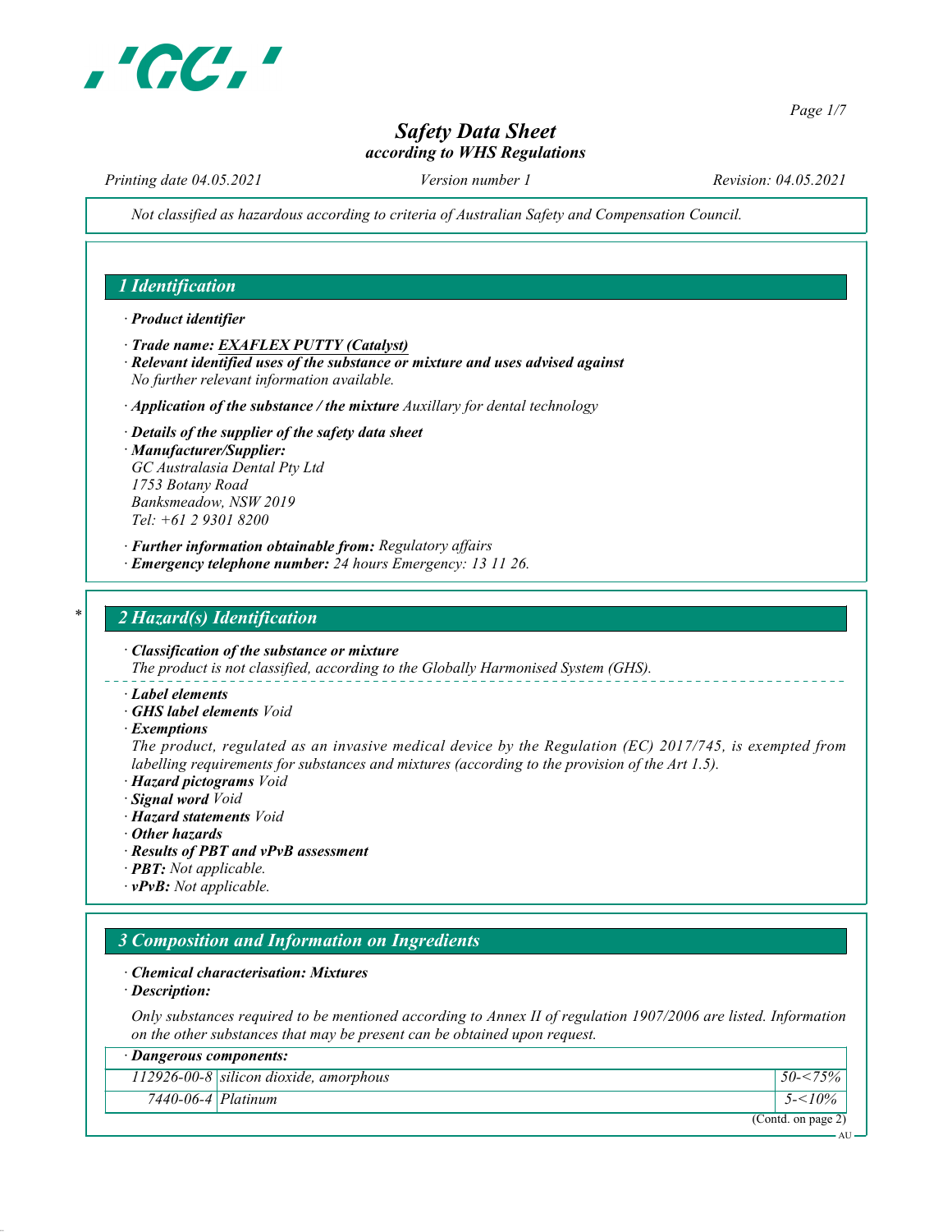# Safety Data Sheet
*according to WHS Regulations*

*Printing date 04.05.2021* *Version number 1* *Revision: 04.05.2021*

*Not classified as hazardous according to criteria of Australian Safety and Compensation Council.*

## 1 Identification

· **Product identifier**

· **Trade name: EXAFLEX PUTTY (Catalyst)**

· **Relevant identified uses of the substance or mixture and uses advised against**
*No further relevant information available.*

· **Application of the substance / the mixture** *Auxillary for dental technology*

· **Details of the supplier of the safety data sheet**

· **Manufacturer/Supplier:**
*GC Australasia Dental Pty Ltd*
*1753 Botany Road*
*Banksmeadow, NSW 2019*
*Tel: +61 2 9301 8200*

· **Further information obtainable from:** *Regulatory affairs*

· **Emergency telephone number:** *24 hours Emergency: 13 11 26.*

## * 2 Hazard(s) Identification

· **Classification of the substance or mixture**
*The product is not classified, according to the Globally Harmonised System (GHS).*

· **Label elements**

· **GHS label elements** *Void*

· **Exemptions**
*The product, regulated as an invasive medical device by the Regulation (EC) 2017/745, is exempted from labelling requirements for substances and mixtures (according to the provision of the Art 1.5).*

· **Hazard pictograms** *Void*

· **Signal word** *Void*

· **Hazard statements** *Void*

· **Other hazards**

· **Results of PBT and vPvB assessment**

· **PBT:** *Not applicable.*

· **vPvB:** *Not applicable.*

## 3 Composition and Information on Ingredients

· **Chemical characterisation: Mixtures**

· **Description:**

*Only substances required to be mentioned according to Annex II of regulation 1907/2006 are listed. Information on the other substances that may be present can be obtained upon request.*

| · Dangerous components: | | |
|---|---|---|
| 112926-00-8 | silicon dioxide, amorphous | 50-<75% |
| 7440-06-4 | Platinum | 5-<10% |

(Contd. on page 2)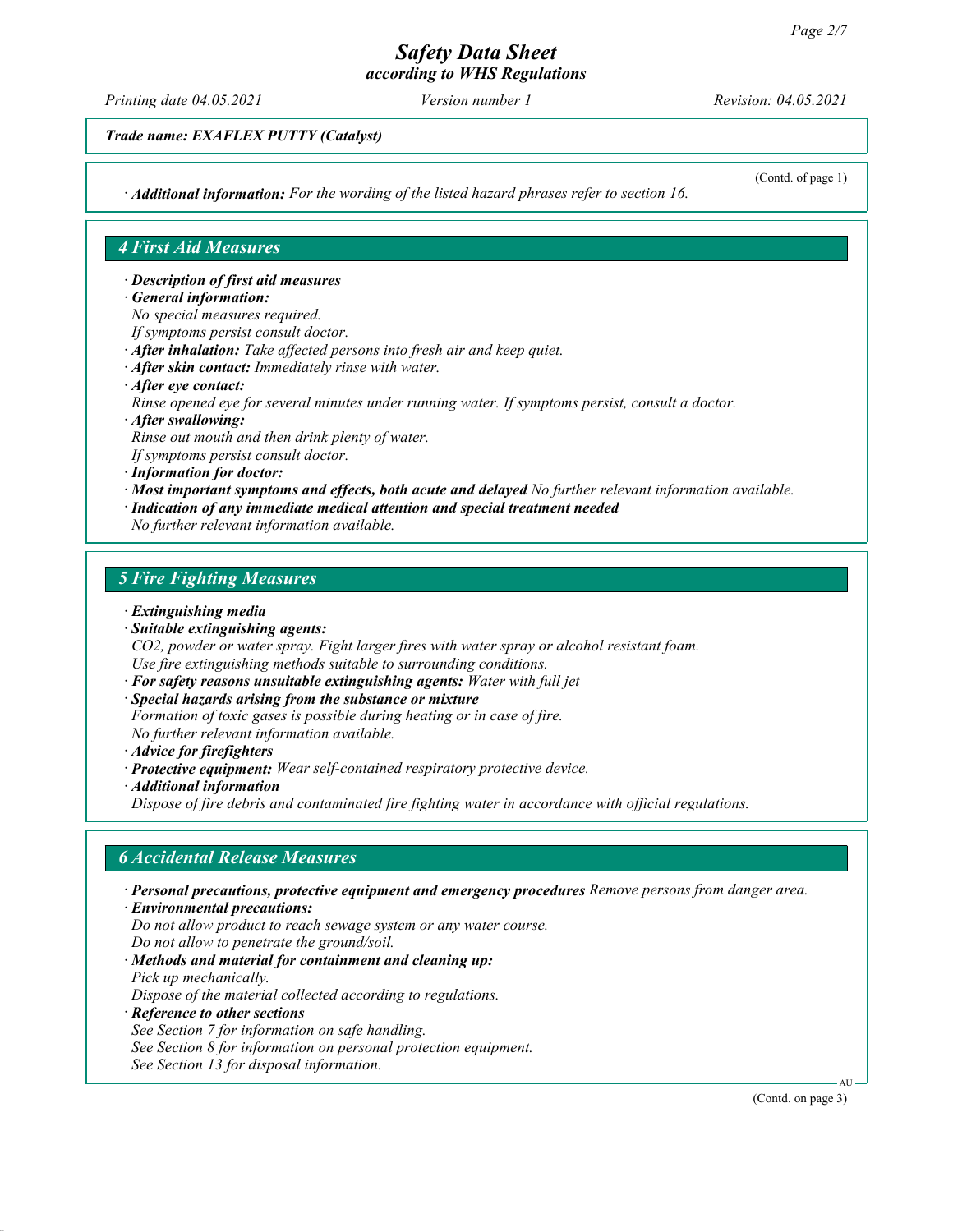*Trade name: EXAFLEX PUTTY (Catalyst)*

(Contd. of page 1)

· ***Additional information:*** *For the wording of the listed hazard phrases refer to section 16.*

## 4 First Aid Measures

· ***Description of first aid measures***
· ***General information:***
*No special measures required.*
*If symptoms persist consult doctor.*
· ***After inhalation:*** *Take affected persons into fresh air and keep quiet.*
· ***After skin contact:*** *Immediately rinse with water.*
· ***After eye contact:***
*Rinse opened eye for several minutes under running water. If symptoms persist, consult a doctor.*
· ***After swallowing:***
*Rinse out mouth and then drink plenty of water.*
*If symptoms persist consult doctor.*
· ***Information for doctor:***
· ***Most important symptoms and effects, both acute and delayed*** *No further relevant information available.*
· ***Indication of any immediate medical attention and special treatment needed***
*No further relevant information available.*

## 5 Fire Fighting Measures

· ***Extinguishing media***
· ***Suitable extinguishing agents:***
*$CO_2$, powder or water spray. Fight larger fires with water spray or alcohol resistant foam.*
*Use fire extinguishing methods suitable to surrounding conditions.*
· ***For safety reasons unsuitable extinguishing agents:*** *Water with full jet*
· ***Special hazards arising from the substance or mixture***
*Formation of toxic gases is possible during heating or in case of fire.*
*No further relevant information available.*
· ***Advice for firefighters***
· ***Protective equipment:*** *Wear self-contained respiratory protective device.*
· ***Additional information***
*Dispose of fire debris and contaminated fire fighting water in accordance with official regulations.*

## 6 Accidental Release Measures

· ***Personal precautions, protective equipment and emergency procedures*** *Remove persons from danger area.*
· ***Environmental precautions:***
*Do not allow product to reach sewage system or any water course.*
*Do not allow to penetrate the ground/soil.*
· ***Methods and material for containment and cleaning up:***
*Pick up mechanically.*
*Dispose of the material collected according to regulations.*
· ***Reference to other sections***
*See Section 7 for information on safe handling.*
*See Section 8 for information on personal protection equipment.*
*See Section 13 for disposal information.*

(Contd. on page 3)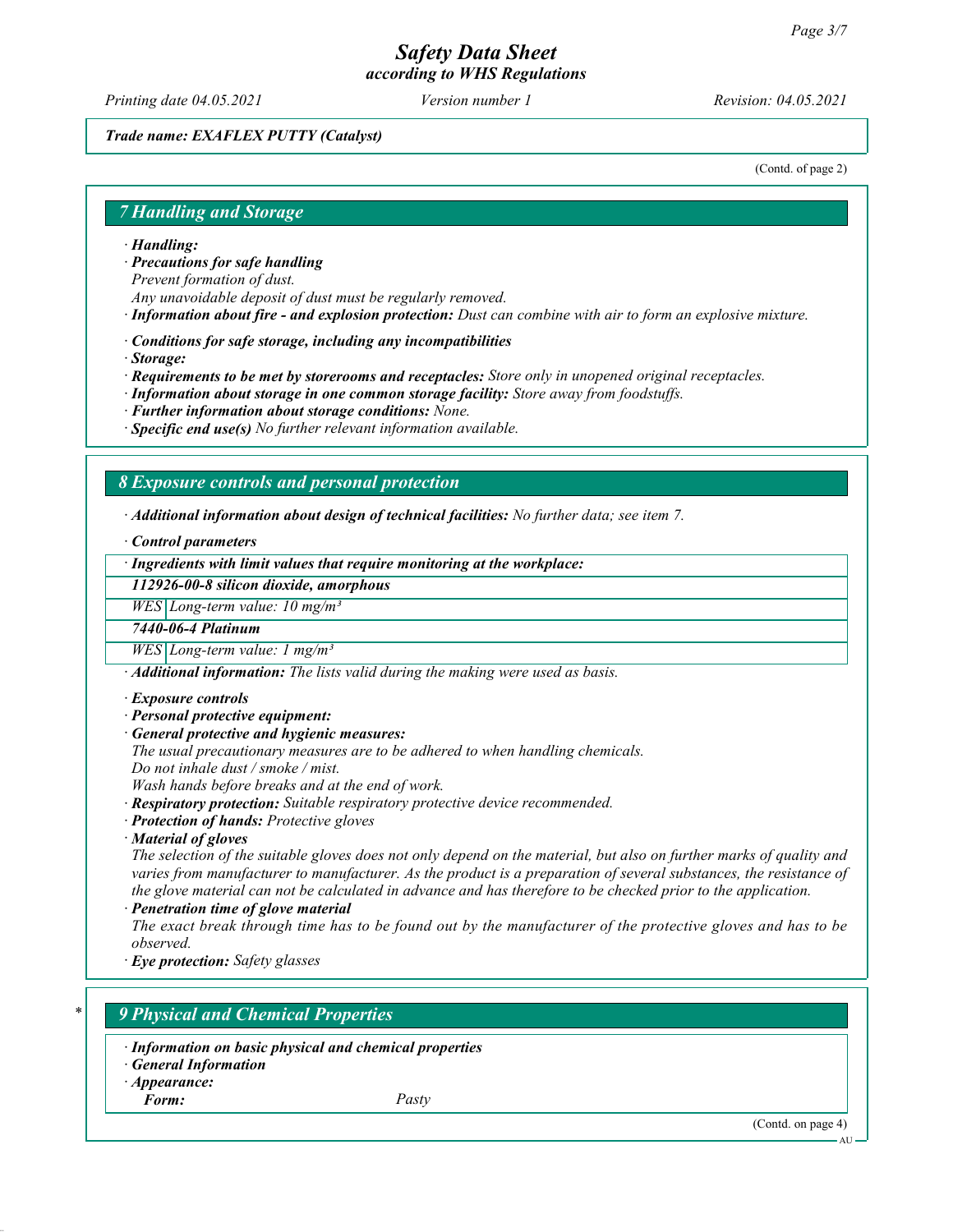**Trade name: EXAFLEX PUTTY (Catalyst)**

(Contd. of page 2)

## 7 Handling and Storage

· **Handling:**
· **Precautions for safe handling**
*Prevent formation of dust.*
*Any unavoidable deposit of dust must be regularly removed.*
· **Information about fire - and explosion protection:** *Dust can combine with air to form an explosive mixture.*

· **Conditions for safe storage, including any incompatibilities**
· **Storage:**
· **Requirements to be met by storerooms and receptacles:** *Store only in unopened original receptacles.*
· **Information about storage in one common storage facility:** *Store away from foodstuffs.*
· **Further information about storage conditions:** *None.*
· **Specific end use(s)** *No further relevant information available.*

## 8 Exposure controls and personal protection

· **Additional information about design of technical facilities:** *No further data; see item 7.*

· **Control parameters**

| · Ingredients with limit values that require monitoring at the workplace: | |
|---|---|
| **112926-00-8 silicon dioxide, amorphous** | |
| WES | Long-term value: 10 mg/m³ |
| **7440-06-4 Platinum** | |
| WES | Long-term value: 1 mg/m³ |

· **Additional information:** *The lists valid during the making were used as basis.*

· **Exposure controls**
· **Personal protective equipment:**
· **General protective and hygienic measures:**
*The usual precautionary measures are to be adhered to when handling chemicals.*
*Do not inhale dust / smoke / mist.*
*Wash hands before breaks and at the end of work.*
· **Respiratory protection:** *Suitable respiratory protective device recommended.*
· **Protection of hands:** *Protective gloves*
· **Material of gloves**
*The selection of the suitable gloves does not only depend on the material, but also on further marks of quality and varies from manufacturer to manufacturer. As the product is a preparation of several substances, the resistance of the glove material can not be calculated in advance and has therefore to be checked prior to the application.*
· **Penetration time of glove material**
*The exact break through time has to be found out by the manufacturer of the protective gloves and has to be observed.*
· **Eye protection:** *Safety glasses*

## 9 Physical and Chemical Properties

· **Information on basic physical and chemical properties**
· **General Information**
· **Appearance:**
**Form:** *Pasty*

(Contd. on page 4)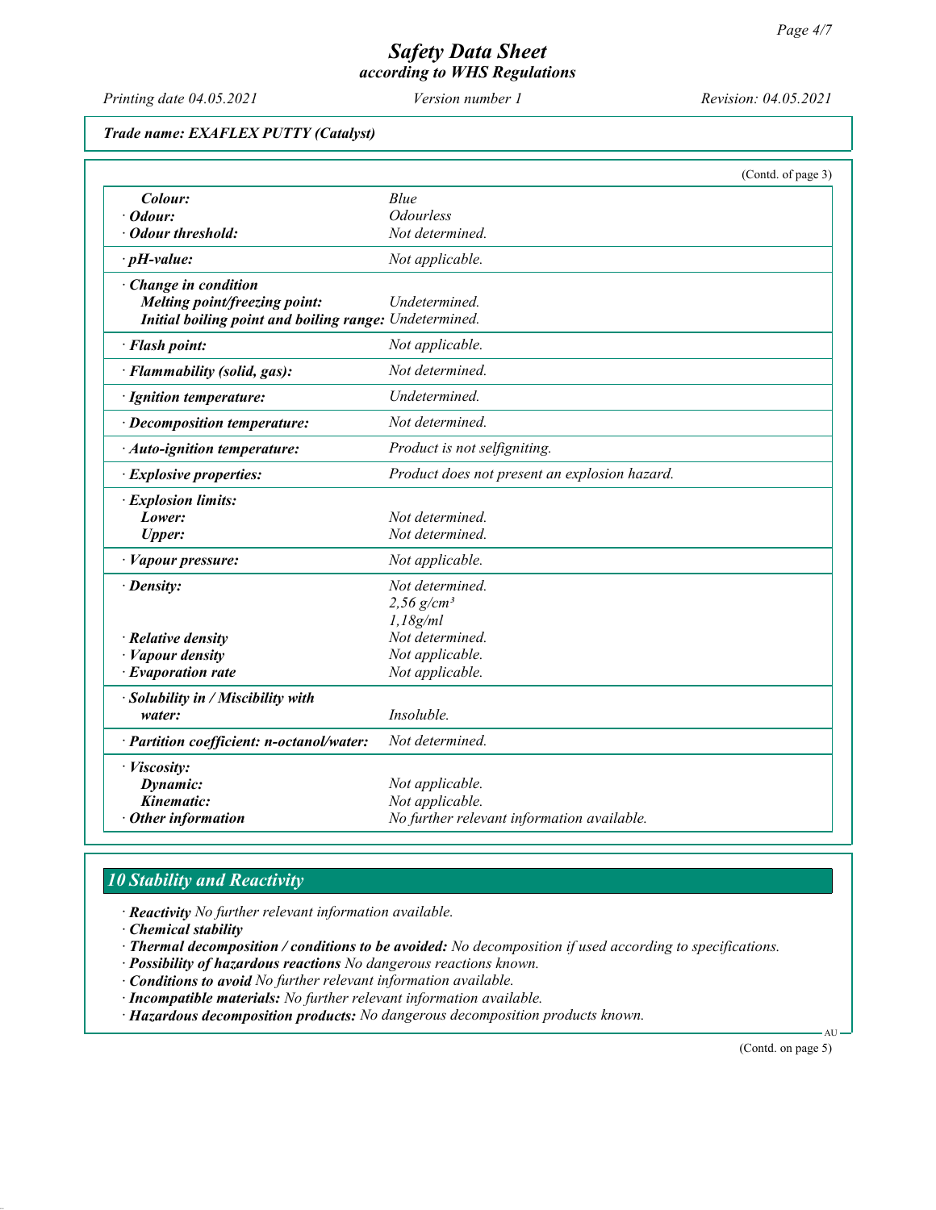**Trade name: EXAFLEX PUTTY (Catalyst)**

(Contd. of page 3)

| | |
|---|---|
| **Colour:** | Blue |
| **· Odour:** | Odourless |
| **· Odour threshold:** | Not determined. |
| **· pH-value:** | Not applicable. |
| **· Change in condition** | |
| **Melting point/freezing point:** | Undetermined. |
| **Initial boiling point and boiling range:** | Undetermined. |
| **· Flash point:** | Not applicable. |
| **· Flammability (solid, gas):** | Not determined. |
| **· Ignition temperature:** | Undetermined. |
| **· Decomposition temperature:** | Not determined. |
| **· Auto-ignition temperature:** | Product is not selfigniting. |
| **· Explosive properties:** | Product does not present an explosion hazard. |
| **· Explosion limits:** | |
| **Lower:** | Not determined. |
| **Upper:** | Not determined. |
| **· Vapour pressure:** | Not applicable. |
| **· Density:** | Not determined.<br>2,56 g/cm³<br>1,18g/ml |
| **· Relative density** | Not determined. |
| **· Vapour density** | Not applicable. |
| **· Evaporation rate** | Not applicable. |
| **· Solubility in / Miscibility with water:** | Insoluble. |
| **· Partition coefficient: n-octanol/water:** | Not determined. |
| **· Viscosity:** | |
| **Dynamic:** | Not applicable. |
| **Kinematic:** | Not applicable. |
| **· Other information** | No further relevant information available. |

## 10 Stability and Reactivity

- **Reactivity** No further relevant information available.
- **Chemical stability**
- **Thermal decomposition / conditions to be avoided:** No decomposition if used according to specifications.
- **Possibility of hazardous reactions** No dangerous reactions known.
- **Conditions to avoid** No further relevant information available.
- **Incompatible materials:** No further relevant information available.
- **Hazardous decomposition products:** No dangerous decomposition products known.

(Contd. on page 5)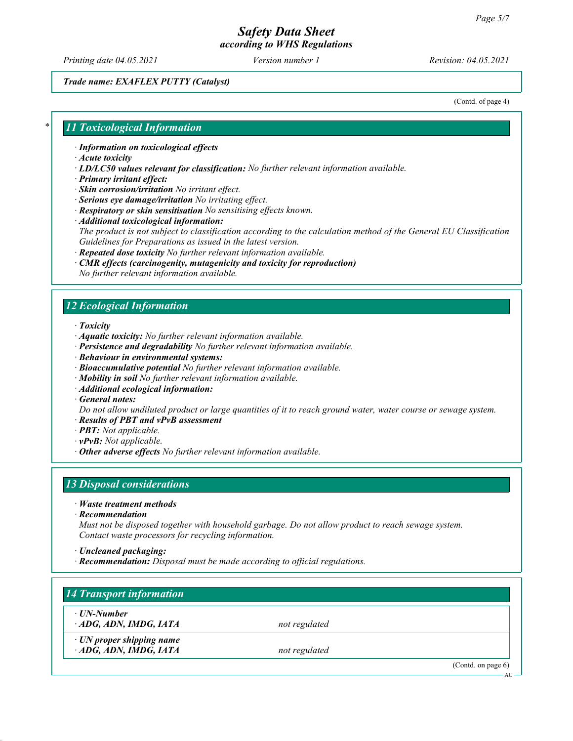*Trade name: EXAFLEX PUTTY (Catalyst)*

(Contd. of page 4)

## 11 Toxicological Information

- **Information on toxicological effects**
- **Acute toxicity**
- **LD/LC50 values relevant for classification:** No further relevant information available.
- **Primary irritant effect:**
- **Skin corrosion/irritation** No irritant effect.
- **Serious eye damage/irritation** No irritating effect.
- **Respiratory or skin sensitisation** No sensitising effects known.
- **Additional toxicological information:**
  The product is not subject to classification according to the calculation method of the General EU Classification Guidelines for Preparations as issued in the latest version.
- **Repeated dose toxicity** No further relevant information available.
- **CMR effects (carcinogenity, mutagenicity and toxicity for reproduction)**
  No further relevant information available.

## 12 Ecological Information

- **Toxicity**
- **Aquatic toxicity:** No further relevant information available.
- **Persistence and degradability** No further relevant information available.
- **Behaviour in environmental systems:**
- **Bioaccumulative potential** No further relevant information available.
- **Mobility in soil** No further relevant information available.
- **Additional ecological information:**
- **General notes:**
  Do not allow undiluted product or large quantities of it to reach ground water, water course or sewage system.
- **Results of PBT and vPvB assessment**
- **PBT:** Not applicable.
- **vPvB:** Not applicable.
- **Other adverse effects** No further relevant information available.

## 13 Disposal considerations

- **Waste treatment methods**
- **Recommendation**
  Must not be disposed together with household garbage. Do not allow product to reach sewage system.
  Contact waste processors for recycling information.
- **Uncleaned packaging:**
- **Recommendation:** Disposal must be made according to official regulations.

## 14 Transport information

| | |
|---|---|
| **· UN-Number**<br>**· ADG, ADN, IMDG, IATA** | not regulated |
| **· UN proper shipping name**<br>**· ADG, ADN, IMDG, IATA** | not regulated |

(Contd. on page 6)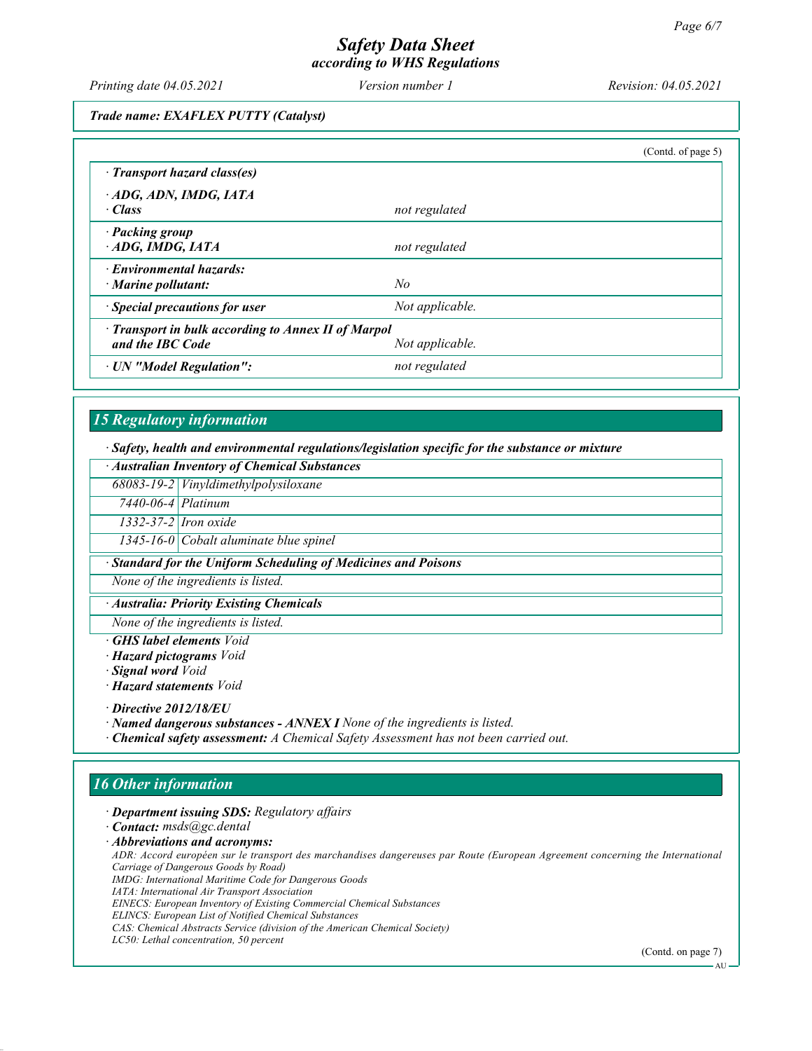Trade name: EXAFLEX PUTTY (Catalyst)

(Contd. of page 5)

· **Transport hazard class(es)**

| | |
|---|---|
| · **ADG, ADN, IMDG, IATA**<br>· **Class** | not regulated |
| · **Packing group**<br>· **ADG, IMDG, IATA** | not regulated |
| · **Environmental hazards:**<br>· **Marine pollutant:** | No |
| · **Special precautions for user** | Not applicable. |
| · **Transport in bulk according to Annex II of Marpol and the IBC Code** | Not applicable. |
| · **UN "Model Regulation":** | not regulated |

## 15 Regulatory information

· **Safety, health and environmental regulations/legislation specific for the substance or mixture**

· **Australian Inventory of Chemical Substances**

| | |
|---|---|
| 68083-19-2 | Vinyldimethylpolysiloxane |
| 7440-06-4 | Platinum |
| 1332-37-2 | Iron oxide |
| 1345-16-0 | Cobalt aluminate blue spinel |

· **Standard for the Uniform Scheduling of Medicines and Poisons**

None of the ingredients is listed.

· **Australia: Priority Existing Chemicals**

None of the ingredients is listed.

· **GHS label elements** Void
· **Hazard pictograms** Void
· **Signal word** Void
· **Hazard statements** Void

· **Directive 2012/18/EU**
· **Named dangerous substances - ANNEX I** None of the ingredients is listed.
· **Chemical safety assessment:** A Chemical Safety Assessment has not been carried out.

## 16 Other information

· **Department issuing SDS:** Regulatory affairs
· **Contact:** msds@gc.dental
· **Abbreviations and acronyms:**
ADR: Accord européen sur le transport des marchandises dangereuses par Route (European Agreement concerning the International Carriage of Dangerous Goods by Road)
IMDG: International Maritime Code for Dangerous Goods
IATA: International Air Transport Association
EINECS: European Inventory of Existing Commercial Chemical Substances
ELINCS: European List of Notified Chemical Substances
CAS: Chemical Abstracts Service (division of the American Chemical Society)
LC50: Lethal concentration, 50 percent

(Contd. on page 7)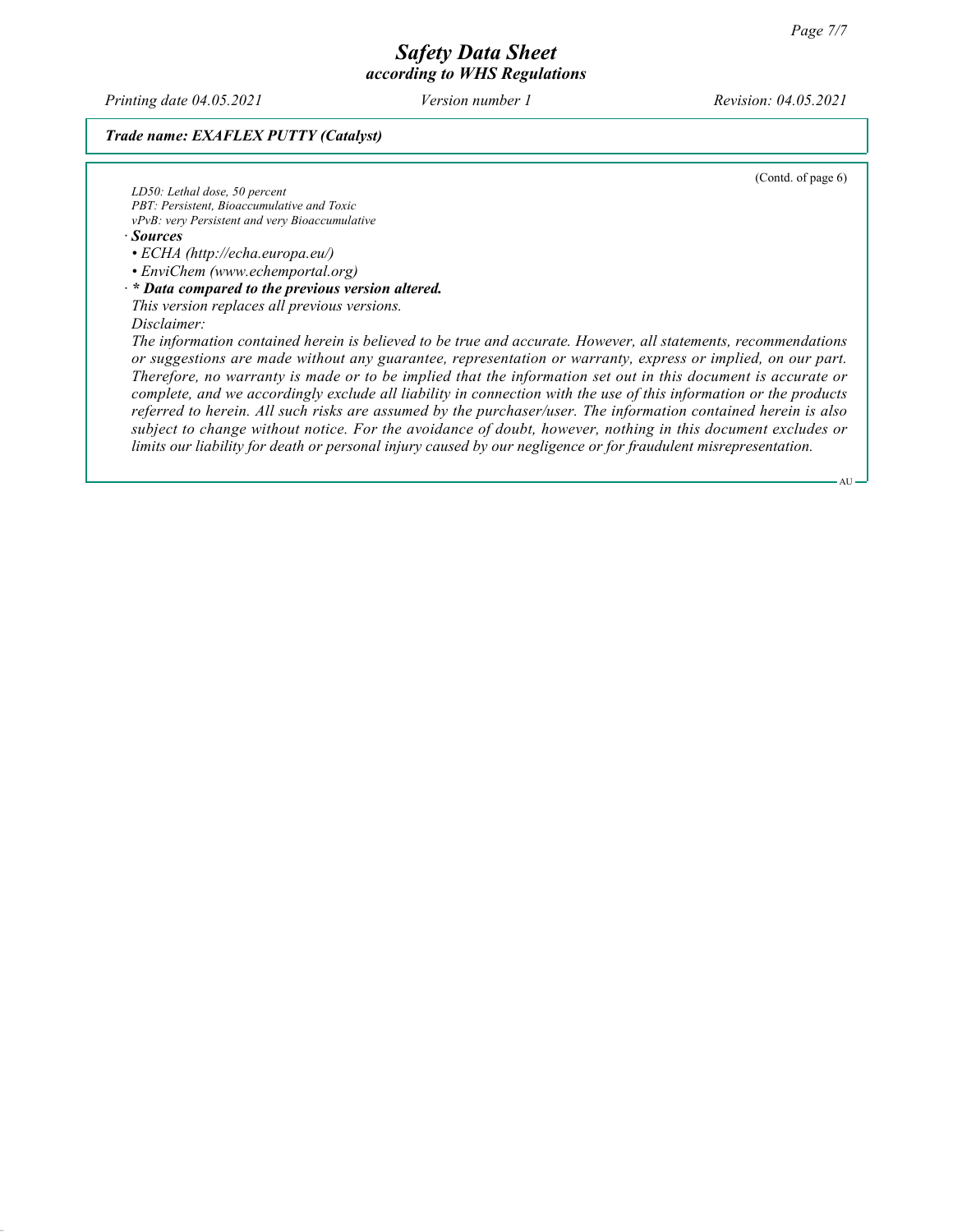*Trade name: EXAFLEX PUTTY (Catalyst)*

(Contd. of page 6)

*LD50: Lethal dose, 50 percent*
*PBT: Persistent, Bioaccumulative and Toxic*
*vPvB: very Persistent and very Bioaccumulative*

· ***Sources***

- *ECHA (http://echa.europa.eu/)*
- *EnviChem (www.echemportal.org)*

· ***\* Data compared to the previous version altered.***

*This version replaces all previous versions.*

*Disclaimer:*

*The information contained herein is believed to be true and accurate. However, all statements, recommendations or suggestions are made without any guarantee, representation or warranty, express or implied, on our part. Therefore, no warranty is made or to be implied that the information set out in this document is accurate or complete, and we accordingly exclude all liability in connection with the use of this information or the products referred to herein. All such risks are assumed by the purchaser/user. The information contained herein is also subject to change without notice. For the avoidance of doubt, however, nothing in this document excludes or limits our liability for death or personal injury caused by our negligence or for fraudulent misrepresentation.*